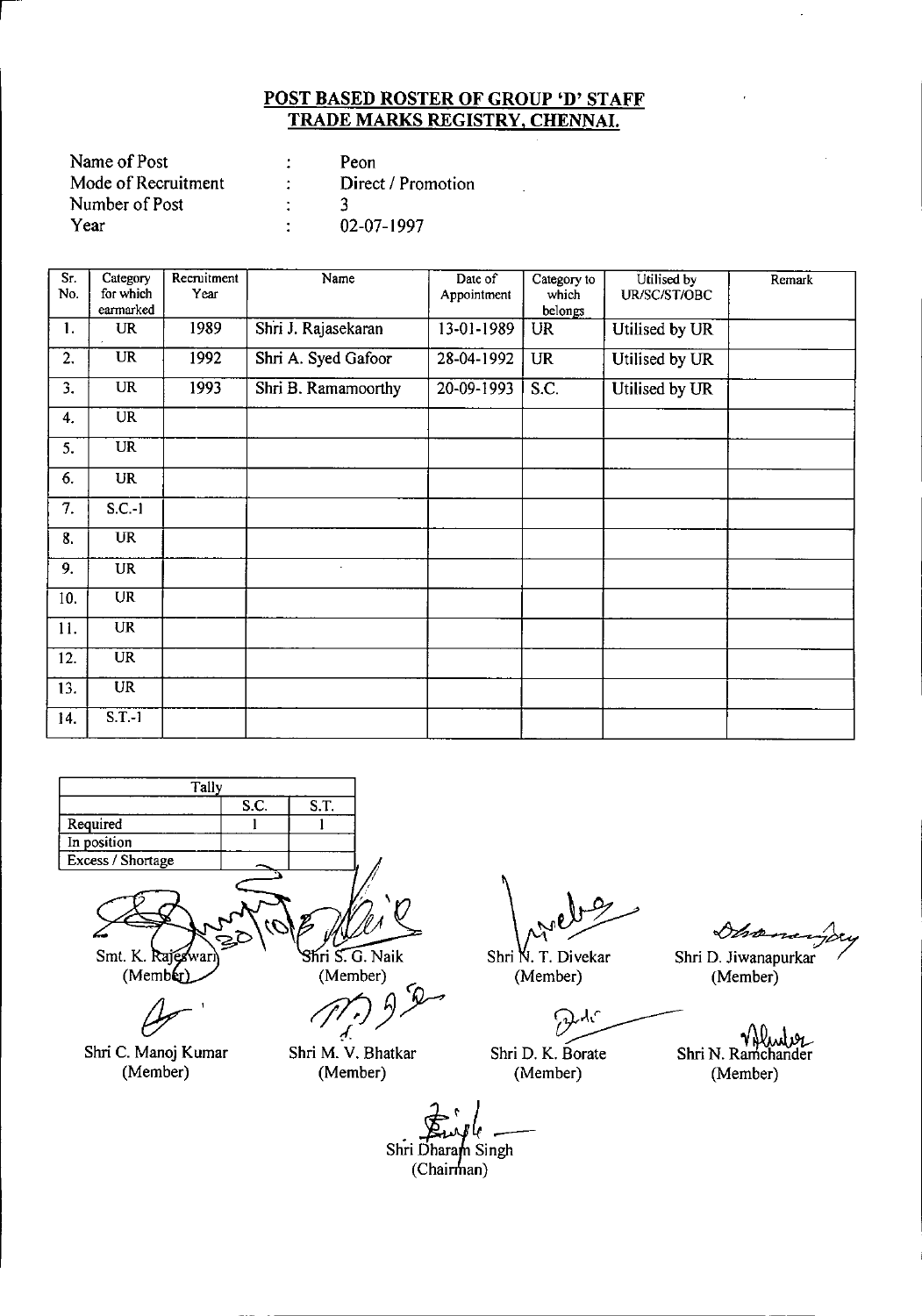## POST BASED ROSTER OF GROUP 'D' STAFF
## TRADE MARKS REGISTRY, CHENNAI.

| | | |
|---|---|---|
| Name of Post | : | Peon |
| Mode of Recruitment | : | Direct / Promotion |
| Number of Post | : | 3 |
| Year | : | 02-07-1997 |

| Sr. No. | Category for which earmarked | Recruitment Year | Name | Date of Appointment | Category to which belongs | Utilised by UR/SC/ST/OBC | Remark |
|---|---|---|---|---|---|---|---|
| 1. | UR | 1989 | Shri J. Rajasekaran | 13-01-1989 | UR | Utilised by UR | |
| 2. | UR | 1992 | Shri A. Syed Gafoor | 28-04-1992 | UR | Utilised by UR | |
| 3. | UR | 1993 | Shri B. Ramamoorthy | 20-09-1993 | S.C. | Utilised by UR | |
| 4. | UR | | | | | | |
| 5. | UR | | | | | | |
| 6. | UR | | | | | | |
| 7. | S.C.-1 | | | | | | |
| 8. | UR | | | | | | |
| 9. | UR | | | | | | |
| 10. | UR | | | | | | |
| 11. | UR | | | | | | |
| 12. | UR | | | | | | |
| 13. | UR | | | | | | |
| 14. | S.T.-1 | | | | | | |

| Tally | S.C. | S.T. |
|---|---|---|
| Required | 1 | 1 |
| In position | | |
| Excess / Shortage | | |

Smt. K. Rajeswari (Member)

Shri S. G. Naik (Member)

Shri N. T. Divekar (Member)

Shri D. Jiwanapurkar (Member)

Shri C. Manoj Kumar (Member)

Shri M. V. Bhatkar (Member)

Shri D. K. Borate (Member)

Shri N. Ramchander (Member)

Shri Dharam Singh (Chairman)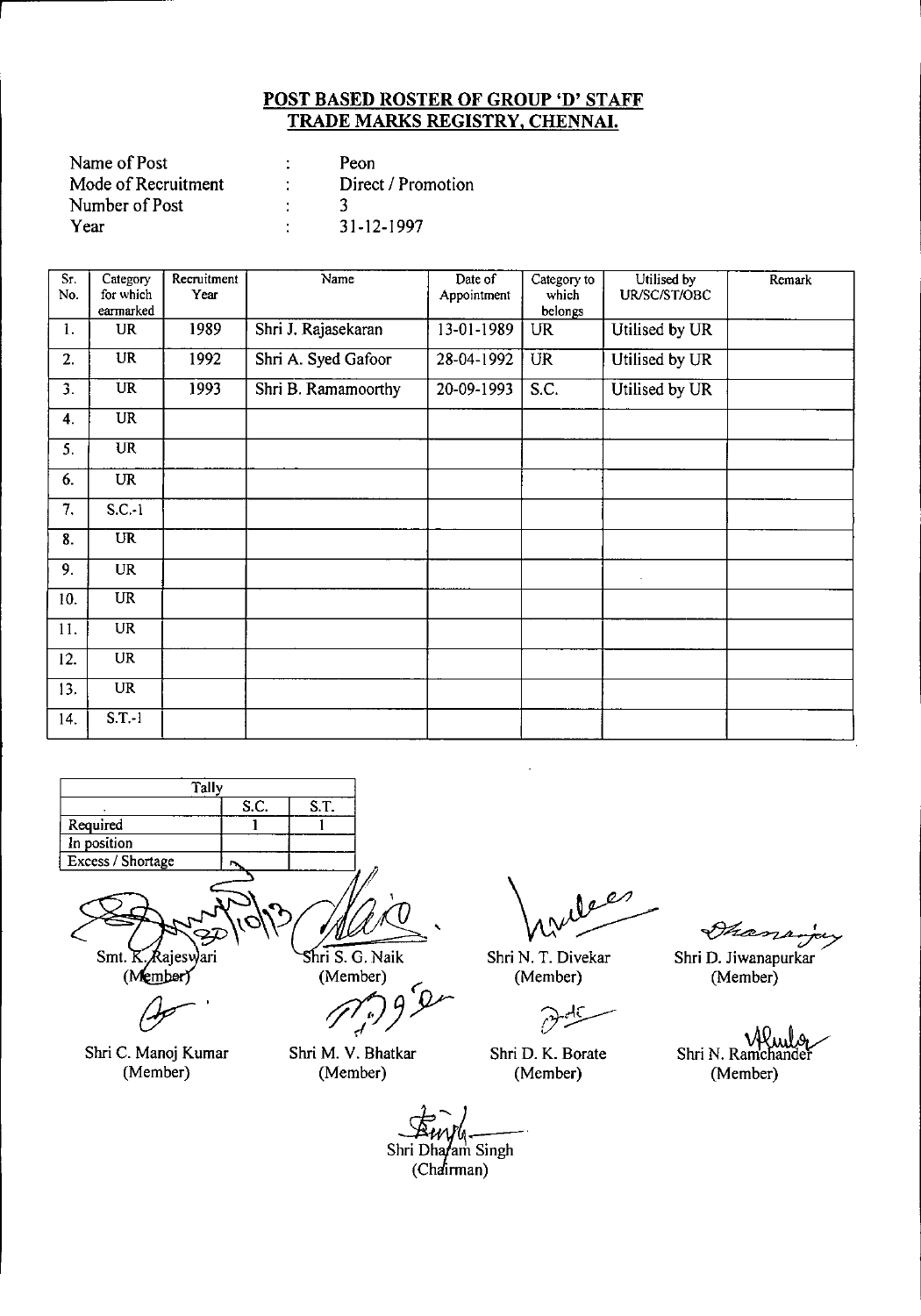# POST BASED ROSTER OF GROUP 'D' STAFF
# TRADE MARKS REGISTRY, CHENNAI.

| | | |
|---|---|---|
| Name of Post | : | Peon |
| Mode of Recruitment | : | Direct / Promotion |
| Number of Post | : | 3 |
| Year | : | 31-12-1997 |

| Sr. No. | Category for which earmarked | Recruitment Year | Name | Date of Appointment | Category to which belongs | Utilised by UR/SC/ST/OBC | Remark |
|---|---|---|---|---|---|---|---|
| 1. | UR | 1989 | Shri J. Rajasekaran | 13-01-1989 | UR | Utilised by UR | |
| 2. | UR | 1992 | Shri A. Syed Gafoor | 28-04-1992 | UR | Utilised by UR | |
| 3. | UR | 1993 | Shri B. Ramamoorthy | 20-09-1993 | S.C. | Utilised by UR | |
| 4. | UR | | | | | | |
| 5. | UR | | | | | | |
| 6. | UR | | | | | | |
| 7. | S.C.-1 | | | | | | |
| 8. | UR | | | | | | |
| 9. | UR | | | | | | |
| 10. | UR | | | | | | |
| 11. | UR | | | | | | |
| 12. | UR | | | | | | |
| 13. | UR | | | | | | |
| 14. | S.T.-1 | | | | | | |

| Tally | S.C. | S.T. |
|---|---|---|
| Required | 1 | 1 |
| In position | | |
| Excess / Shortage | | |

Smt. K. Rajeswari (Member)

Shri S. G. Naik (Member)

Shri N. T. Divekar (Member)

Shri D. Jiwanapurkar (Member)

Shri C. Manoj Kumar (Member)

Shri M. V. Bhatkar (Member)

Shri D. K. Borate (Member)

Shri N. Ramchander (Member)

Shri Dharam Singh (Chairman)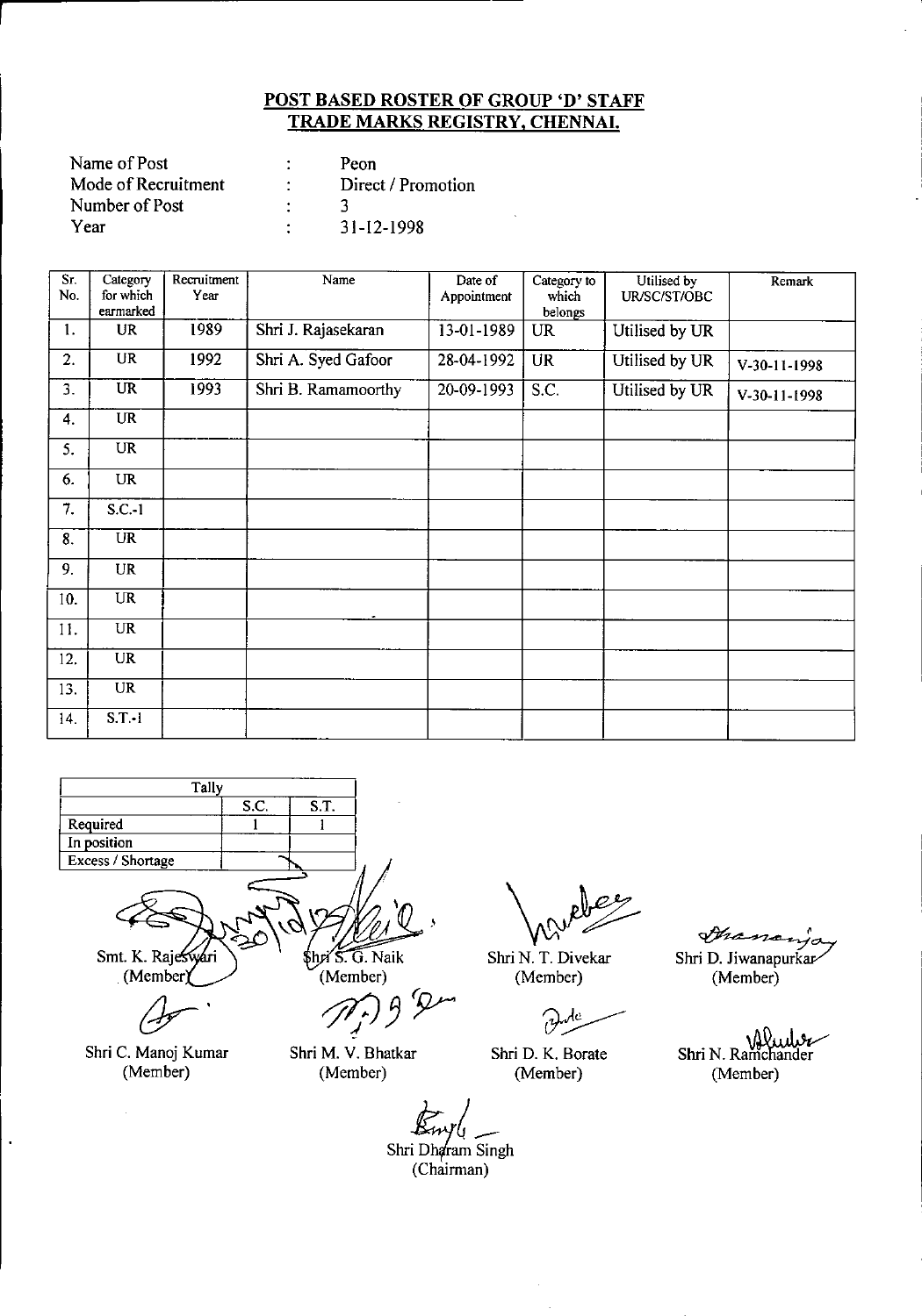## POST BASED ROSTER OF GROUP 'D' STAFF
## TRADE MARKS REGISTRY, CHENNAI.

| | | |
|---|---|---|
| Name of Post | : | Peon |
| Mode of Recruitment | : | Direct / Promotion |
| Number of Post | : | 3 |
| Year | : | 31-12-1998 |

| Sr. No. | Category for which earmarked | Recruitment Year | Name | Date of Appointment | Category to which belongs | Utilised by UR/SC/ST/OBC | Remark |
|---|---|---|---|---|---|---|---|
| 1. | UR | 1989 | Shri J. Rajasekaran | 13-01-1989 | UR | Utilised by UR | |
| 2. | UR | 1992 | Shri A. Syed Gafoor | 28-04-1992 | UR | Utilised by UR | V-30-11-1998 |
| 3. | UR | 1993 | Shri B. Ramamoorthy | 20-09-1993 | S.C. | Utilised by UR | V-30-11-1998 |
| 4. | UR | | | | | | |
| 5. | UR | | | | | | |
| 6. | UR | | | | | | |
| 7. | S.C.-1 | | | | | | |
| 8. | UR | | | | | | |
| 9. | UR | | | | | | |
| 10. | UR | | | | | | |
| 11. | UR | | | | | | |
| 12. | UR | | | | | | |
| 13. | UR | | | | | | |
| 14. | S.T.-1 | | | | | | |

| Tally | S.C. | S.T. |
|---|---|---|
| Required | 1 | 1 |
| In position | | |
| Excess / Shortage | | |

Smt. K. Rajeswari (Member) | Shri S. G. Naik (Member) | Shri N. T. Divekar (Member) | Shri D. Jiwanapurkar (Member)

Shri C. Manoj Kumar (Member) | Shri M. V. Bhatkar (Member) | Shri D. K. Borate (Member) | Shri N. Ramchander (Member)

Shri Dharam Singh (Chairman)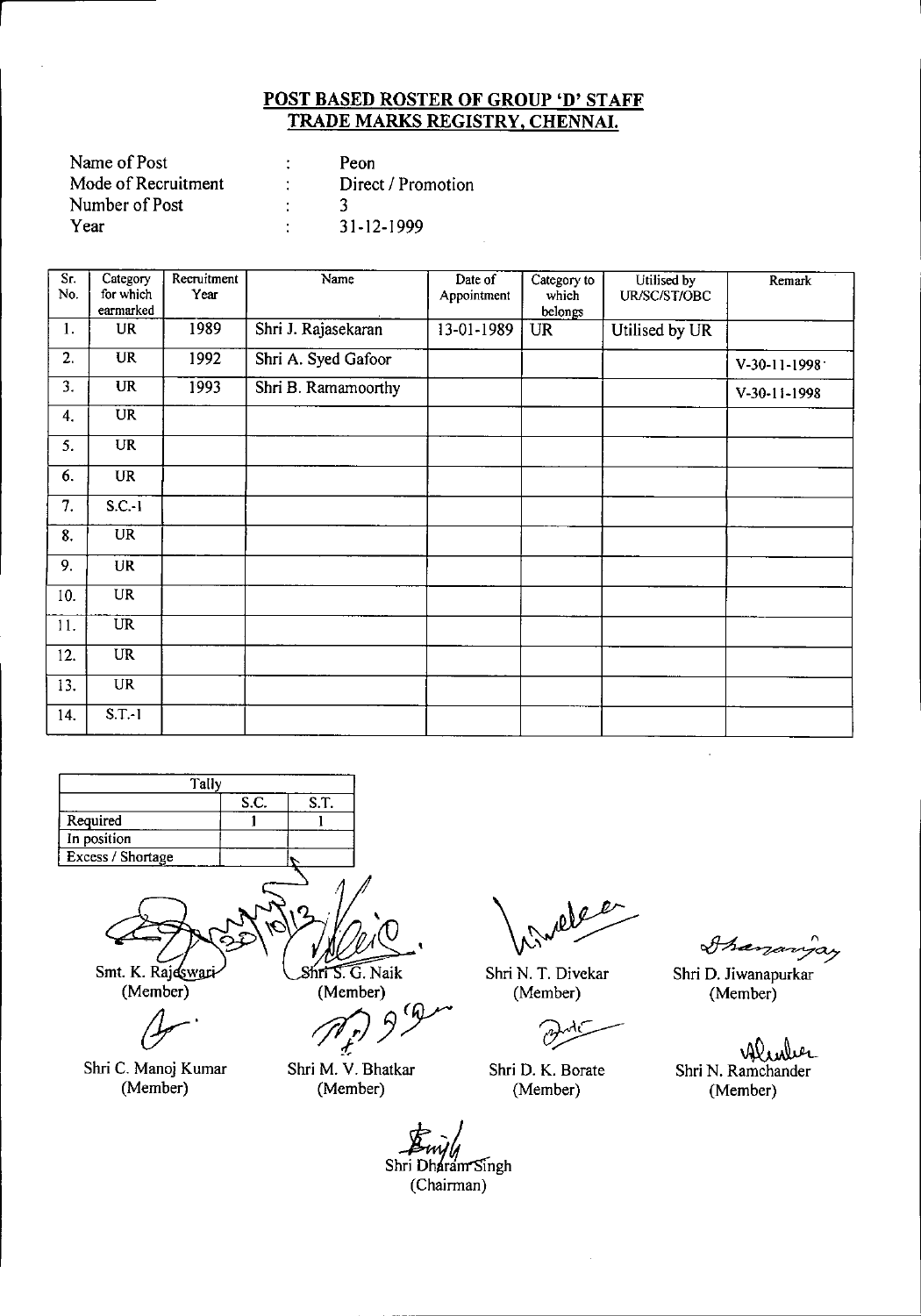## POST BASED ROSTER OF GROUP 'D' STAFF
## TRADE MARKS REGISTRY, CHENNAI.

| | | |
|---|---|---|
| Name of Post | : | Peon |
| Mode of Recruitment | : | Direct / Promotion |
| Number of Post | : | 3 |
| Year | : | 31-12-1999 |

| Sr. No. | Category for which earmarked | Recruitment Year | Name | Date of Appointment | Category to which belongs | Utilised by UR/SC/ST/OBC | Remark |
|---|---|---|---|---|---|---|---|
| 1. | UR | 1989 | Shri J. Rajasekaran | 13-01-1989 | UR | Utilised by UR | |
| 2. | UR | 1992 | Shri A. Syed Gafoor | | | | V-30-11-1998 |
| 3. | UR | 1993 | Shri B. Ramamoorthy | | | | V-30-11-1998 |
| 4. | UR | | | | | | |
| 5. | UR | | | | | | |
| 6. | UR | | | | | | |
| 7. | S.C.-1 | | | | | | |
| 8. | UR | | | | | | |
| 9. | UR | | | | | | |
| 10. | UR | | | | | | |
| 11. | UR | | | | | | |
| 12. | UR | | | | | | |
| 13. | UR | | | | | | |
| 14. | S.T.-1 | | | | | | |

| Tally | S.C. | S.T. |
|---|---|---|
| Required | 1 | 1 |
| In position | | |
| Excess / Shortage | | |

Smt. K. Rajeswari (Member)

Shri S. G. Naik (Member)

Shri N. T. Divekar (Member)

Shri D. Jiwanapurkar (Member)

Shri C. Manoj Kumar (Member)

Shri M. V. Bhatkar (Member)

Shri D. K. Borate (Member)

Shri N. Ramchander (Member)

Shri Dharam Singh (Chairman)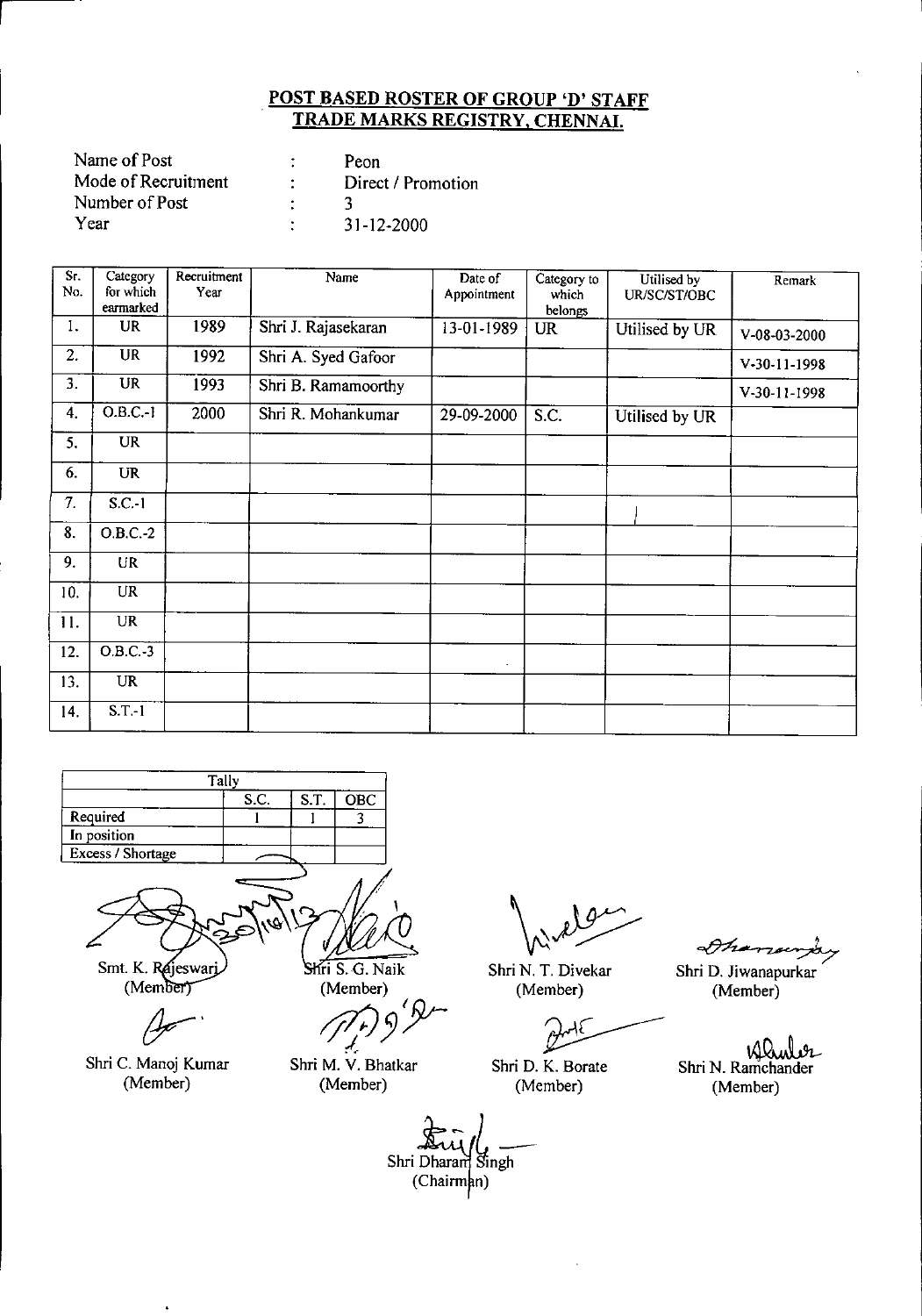## POST BASED ROSTER OF GROUP 'D' STAFF
## TRADE MARKS REGISTRY, CHENNAI.

| | | |
|---|---|---|
| Name of Post | : | Peon |
| Mode of Recruitment | : | Direct / Promotion |
| Number of Post | : | 3 |
| Year | : | 31-12-2000 |

| Sr. No. | Category for which earmarked | Recruitment Year | Name | Date of Appointment | Category to which belongs | Utilised by UR/SC/ST/OBC | Remark |
|---|---|---|---|---|---|---|---|
| 1. | UR | 1989 | Shri J. Rajasekaran | 13-01-1989 | UR | Utilised by UR | V-08-03-2000 |
| 2. | UR | 1992 | Shri A. Syed Gafoor | | | | V-30-11-1998 |
| 3. | UR | 1993 | Shri B. Ramamoorthy | | | | V-30-11-1998 |
| 4. | O.B.C.-1 | 2000 | Shri R. Mohankumar | 29-09-2000 | S.C. | Utilised by UR | |
| 5. | UR | | | | | | |
| 6. | UR | | | | | | |
| 7. | S.C.-1 | | | | | | |
| 8. | O.B.C.-2 | | | | | | |
| 9. | UR | | | | | | |
| 10. | UR | | | | | | |
| 11. | UR | | | | | | |
| 12. | O.B.C.-3 | | | | | | |
| 13. | UR | | | | | | |
| 14. | S.T.-1 | | | | | | |

| Tally | S.C. | S.T. | OBC |
|---|---|---|---|
| Required | 1 | 1 | 3 |
| In position | | | |
| Excess / Shortage | | | |

Smt. K. Rajeswari (Member)

Shri S. G. Naik (Member)

Shri N. T. Divekar (Member)

Shri D. Jiwanapurkar (Member)

Shri C. Manoj Kumar (Member)

Shri M. V. Bhatkar (Member)

Shri D. K. Borate (Member)

Shri N. Ramchander (Member)

Shri Dharam Singh (Chairman)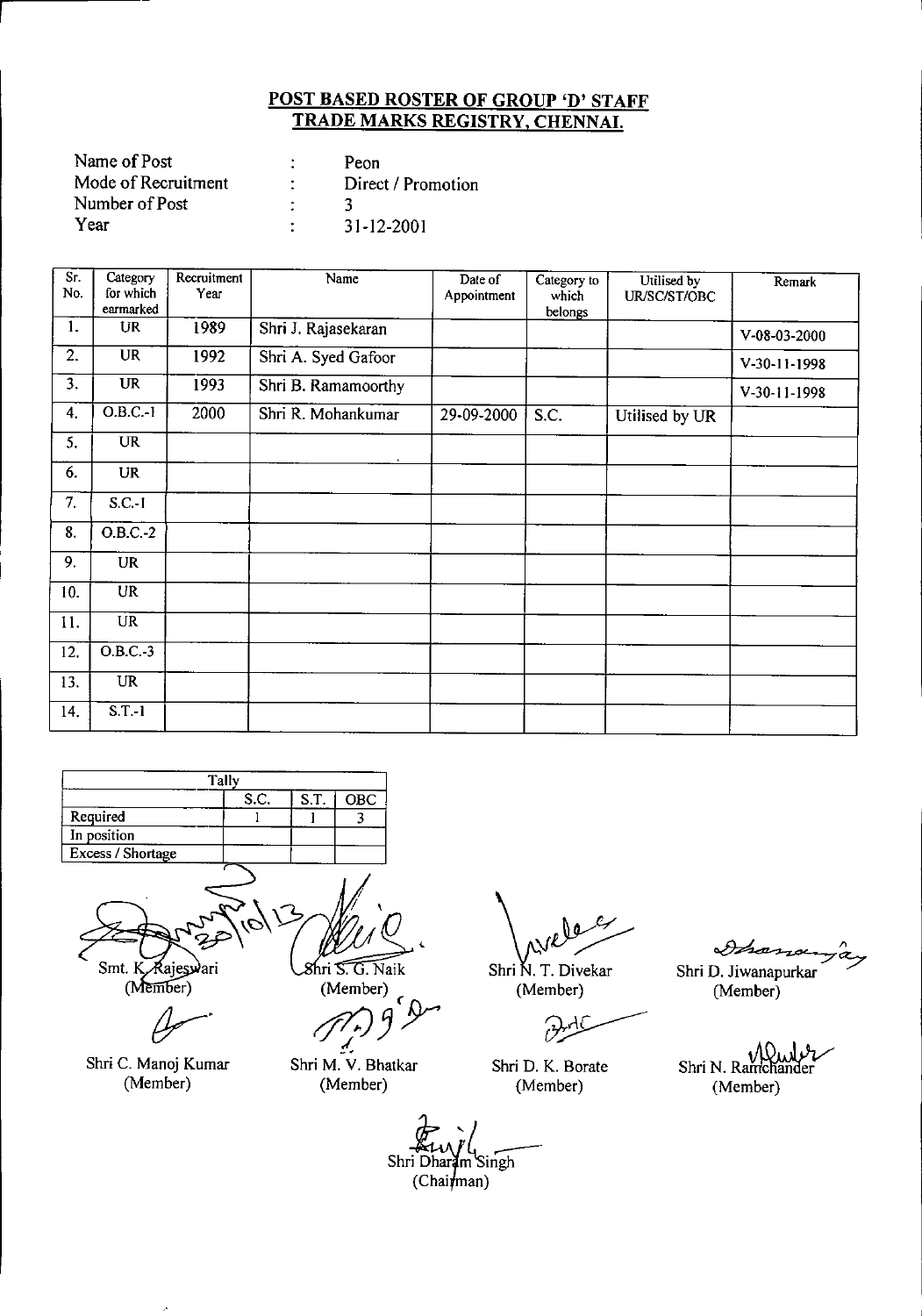## POST BASED ROSTER OF GROUP 'D' STAFF
## TRADE MARKS REGISTRY, CHENNAI.

| | | |
|---|---|---|
| Name of Post | : | Peon |
| Mode of Recruitment | : | Direct / Promotion |
| Number of Post | : | 3 |
| Year | : | 31-12-2001 |

| Sr. No. | Category for which earmarked | Recruitment Year | Name | Date of Appointment | Category to which belongs | Utilised by UR/SC/ST/OBC | Remark |
|---|---|---|---|---|---|---|---|
| 1. | UR | 1989 | Shri J. Rajasekaran | | | | V-08-03-2000 |
| 2. | UR | 1992 | Shri A. Syed Gafoor | | | | V-30-11-1998 |
| 3. | UR | 1993 | Shri B. Ramamoorthy | | | | V-30-11-1998 |
| 4. | O.B.C.-1 | 2000 | Shri R. Mohankumar | 29-09-2000 | S.C. | Utilised by UR | |
| 5. | UR | | | | | | |
| 6. | UR | | | | | | |
| 7. | S.C.-1 | | | | | | |
| 8. | O.B.C.-2 | | | | | | |
| 9. | UR | | | | | | |
| 10. | UR | | | | | | |
| 11. | UR | | | | | | |
| 12. | O.B.C.-3 | | | | | | |
| 13. | UR | | | | | | |
| 14. | S.T.-1 | | | | | | |

| Tally | S.C. | S.T. | OBC |
|---|---|---|---|
| Required | 1 | 1 | 3 |
| In position | | | |
| Excess / Shortage | | | |

Smt. K. Rajeswari (Member) — Shri S. G. Naik (Member) — Shri N. T. Divekar (Member) — Shri D. Jiwanapurkar (Member)

Shri C. Manoj Kumar (Member) — Shri M. V. Bhatkar (Member) — Shri D. K. Borate (Member) — Shri N. Ramchander (Member)

Shri Dharam Singh (Chairman)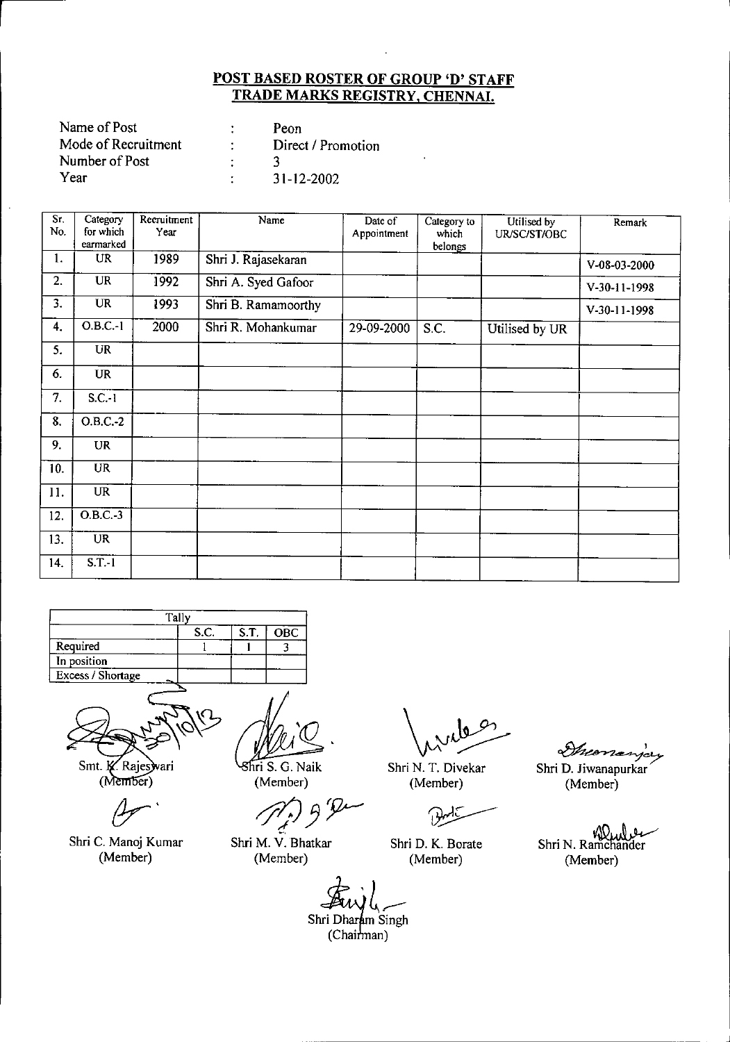**POST BASED ROSTER OF GROUP 'D' STAFF**
**TRADE MARKS REGISTRY, CHENNAI.**

| | | |
|---|---|---|
| Name of Post | : | Peon |
| Mode of Recruitment | : | Direct / Promotion |
| Number of Post | : | 3 |
| Year | : | 31-12-2002 |

| Sr. No. | Category for which earmarked | Recruitment Year | Name | Date of Appointment | Category to which belongs | Utilised by UR/SC/ST/OBC | Remark |
|---|---|---|---|---|---|---|---|
| 1. | UR | 1989 | Shri J. Rajasekaran | | | | V-08-03-2000 |
| 2. | UR | 1992 | Shri A. Syed Gafoor | | | | V-30-11-1998 |
| 3. | UR | 1993 | Shri B. Ramamoorthy | | | | V-30-11-1998 |
| 4. | O.B.C.-1 | 2000 | Shri R. Mohankumar | 29-09-2000 | S.C. | Utilised by UR | |
| 5. | UR | | | | | | |
| 6. | UR | | | | | | |
| 7. | S.C.-1 | | | | | | |
| 8. | O.B.C.-2 | | | | | | |
| 9. | UR | | | | | | |
| 10. | UR | | | | | | |
| 11. | UR | | | | | | |
| 12. | O.B.C.-3 | | | | | | |
| 13. | UR | | | | | | |
| 14. | S.T.-1 | | | | | | |

| Tally | S.C. | S.T. | OBC |
|---|---|---|---|
| Required | 1 | 1 | 3 |
| In position | | | |
| Excess / Shortage | | | |

Smt. K. Rajeswari (Member)

Shri S. G. Naik (Member)

Shri N. T. Divekar (Member)

Shri D. Jiwanapurkar (Member)

Shri C. Manoj Kumar (Member)

Shri M. V. Bhatkar (Member)

Shri D. K. Borate (Member)

Shri N. Ramchander (Member)

Shri Dharam Singh (Chairman)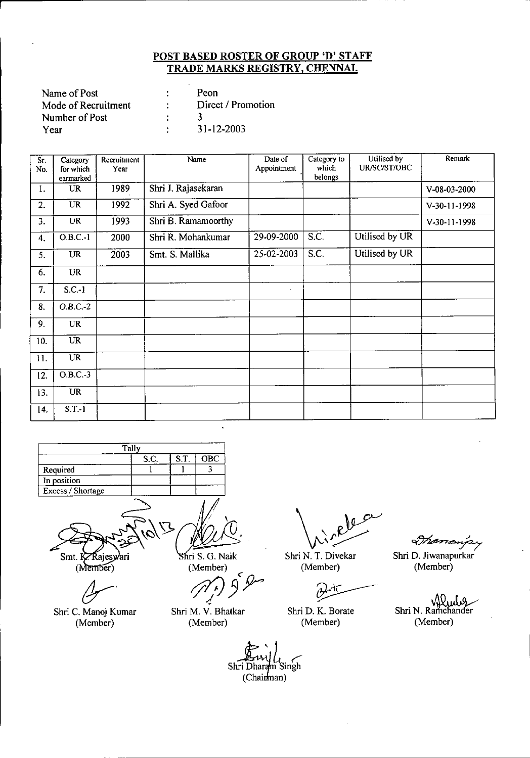## POST BASED ROSTER OF GROUP 'D' STAFF
## TRADE MARKS REGISTRY, CHENNAI.

| | | |
|---|---|---|
| Name of Post | : | Peon |
| Mode of Recruitment | : | Direct / Promotion |
| Number of Post | : | 3 |
| Year | : | 31-12-2003 |

| Sr. No. | Category for which earmarked | Recruitment Year | Name | Date of Appointment | Category to which belongs | Utilised by UR/SC/ST/OBC | Remark |
|---|---|---|---|---|---|---|---|
| 1. | UR | 1989 | Shri J. Rajasekaran | | | | V-08-03-2000 |
| 2. | UR | 1992 | Shri A. Syed Gafoor | | | | V-30-11-1998 |
| 3. | UR | 1993 | Shri B. Ramamoorthy | | | | V-30-11-1998 |
| 4. | O.B.C.-1 | 2000 | Shri R. Mohankumar | 29-09-2000 | S.C. | Utilised by UR | |
| 5. | UR | 2003 | Smt. S. Mallika | 25-02-2003 | S.C. | Utilised by UR | |
| 6. | UR | | | | | | |
| 7. | S.C.-1 | | | | | | |
| 8. | O.B.C.-2 | | | | | | |
| 9. | UR | | | | | | |
| 10. | UR | | | | | | |
| 11. | UR | | | | | | |
| 12. | O.B.C.-3 | | | | | | |
| 13. | UR | | | | | | |
| 14. | S.T.-1 | | | | | | |

| Tally | S.C. | S.T. | OBC |
|---|---|---|---|
| Required | 1 | 1 | 3 |
| In position | | | |
| Excess / Shortage | | | |

Smt. K. Rajeswari (Member) | Shri S. G. Naik (Member) | Shri N. T. Divekar (Member) | Shri D. Jiwanapurkar (Member)

Shri C. Manoj Kumar (Member) | Shri M. V. Bhatkar (Member) | Shri D. K. Borate (Member) | Shri N. Ramchander (Member)

Shri Dharam Singh (Chairman)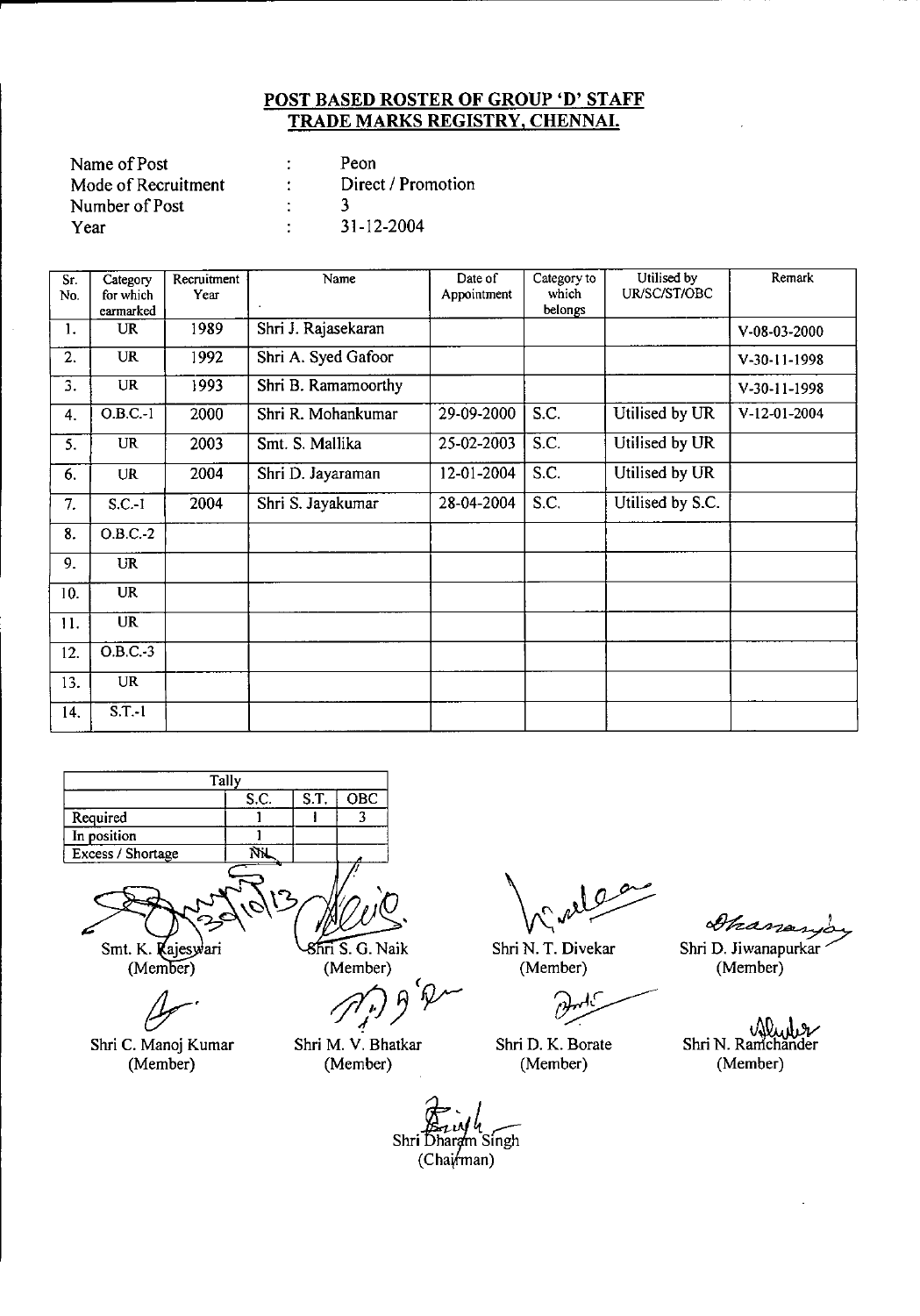## POST BASED ROSTER OF GROUP 'D' STAFF
## TRADE MARKS REGISTRY, CHENNAI.

| | | |
|---|---|---|
| Name of Post | : | Peon |
| Mode of Recruitment | : | Direct / Promotion |
| Number of Post | : | 3 |
| Year | : | 31-12-2004 |

| Sr. No. | Category for which earmarked | Recruitment Year | Name | Date of Appointment | Category to which belongs | Utilised by UR/SC/ST/OBC | Remark |
|---|---|---|---|---|---|---|---|
| 1. | UR | 1989 | Shri J. Rajasekaran | | | | V-08-03-2000 |
| 2. | UR | 1992 | Shri A. Syed Gafoor | | | | V-30-11-1998 |
| 3. | UR | 1993 | Shri B. Ramamoorthy | | | | V-30-11-1998 |
| 4. | O.B.C.-1 | 2000 | Shri R. Mohankumar | 29-09-2000 | S.C. | Utilised by UR | V-12-01-2004 |
| 5. | UR | 2003 | Smt. S. Mallika | 25-02-2003 | S.C. | Utilised by UR | |
| 6. | UR | 2004 | Shri D. Jayaraman | 12-01-2004 | S.C. | Utilised by UR | |
| 7. | S.C.-1 | 2004 | Shri S. Jayakumar | 28-04-2004 | S.C. | Utilised by S.C. | |
| 8. | O.B.C.-2 | | | | | | |
| 9. | UR | | | | | | |
| 10. | UR | | | | | | |
| 11. | UR | | | | | | |
| 12. | O.B.C.-3 | | | | | | |
| 13. | UR | | | | | | |
| 14. | S.T.-1 | | | | | | |

| Tally | S.C. | S.T. | OBC |
|---|---|---|---|
| Required | 1 | 1 | 3 |
| In position | 1 | | |
| Excess / Shortage | Nil | | |

Smt. K. Rajeswari (Member)

Shri S. G. Naik (Member)

Shri N. T. Divekar (Member)

Shri D. Jiwanapurkar (Member)

Shri C. Manoj Kumar (Member)

Shri M. V. Bhatkar (Member)

Shri D. K. Borate (Member)

Shri N. Ramchander (Member)

Shri Dharam Singh (Chairman)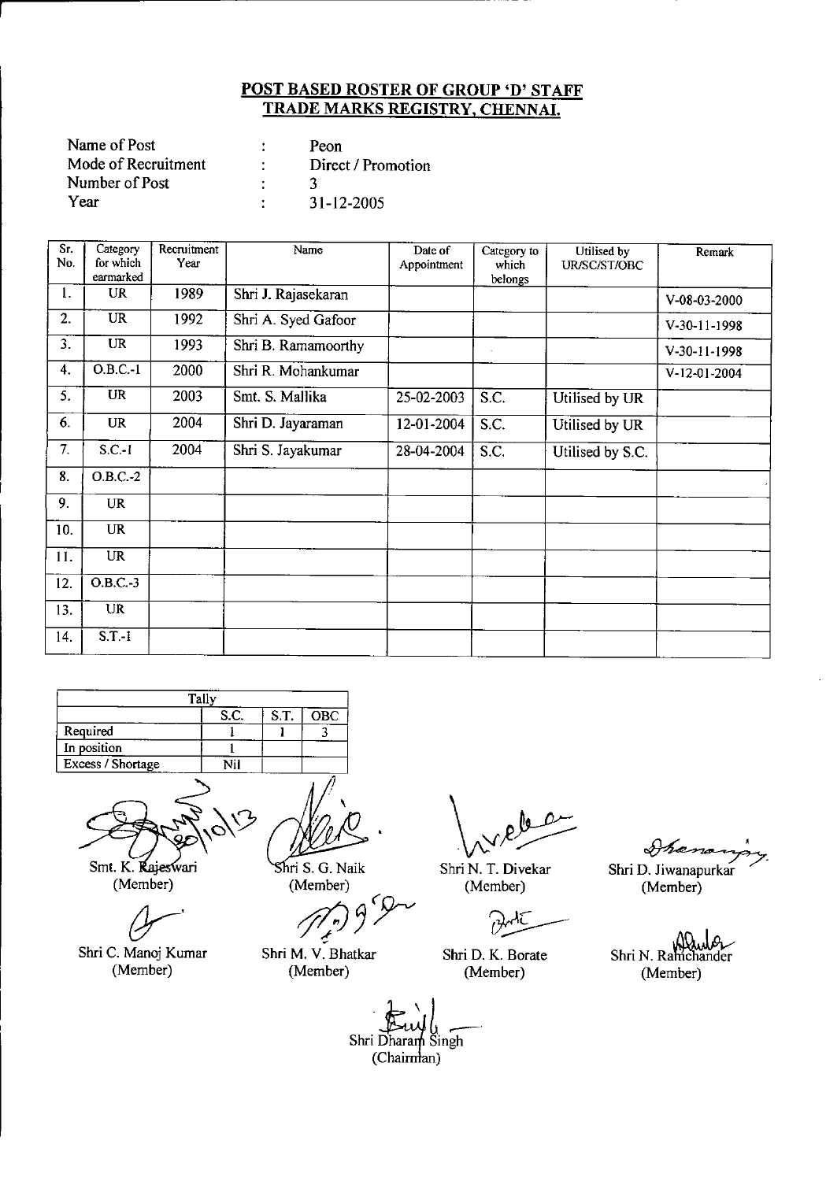**POST BASED ROSTER OF GROUP 'D' STAFF**
**TRADE MARKS REGISTRY, CHENNAI.**

| | | |
|---|---|---|
| Name of Post | : | Peon |
| Mode of Recruitment | : | Direct / Promotion |
| Number of Post | : | 3 |
| Year | : | 31-12-2005 |

| Sr. No. | Category for which earmarked | Recruitment Year | Name | Date of Appointment | Category to which belongs | Utilised by UR/SC/ST/OBC | Remark |
|---|---|---|---|---|---|---|---|
| 1. | UR | 1989 | Shri J. Rajasekaran | | | | V-08-03-2000 |
| 2. | UR | 1992 | Shri A. Syed Gafoor | | | | V-30-11-1998 |
| 3. | UR | 1993 | Shri B. Ramamoorthy | | | | V-30-11-1998 |
| 4. | O.B.C.-1 | 2000 | Shri R. Mohankumar | | | | V-12-01-2004 |
| 5. | UR | 2003 | Smt. S. Mallika | 25-02-2003 | S.C. | Utilised by UR | |
| 6. | UR | 2004 | Shri D. Jayaraman | 12-01-2004 | S.C. | Utilised by UR | |
| 7. | S.C.-1 | 2004 | Shri S. Jayakumar | 28-04-2004 | S.C. | Utilised by S.C. | |
| 8. | O.B.C.-2 | | | | | | |
| 9. | UR | | | | | | |
| 10. | UR | | | | | | |
| 11. | UR | | | | | | |
| 12. | O.B.C.-3 | | | | | | |
| 13. | UR | | | | | | |
| 14. | S.T.-1 | | | | | | |

| Tally | | | |
|---|---|---|---|
| | S.C. | S.T. | OBC |
| Required | 1 | 1 | 3 |
| In position | 1 | | |
| Excess / Shortage | Nil | | |

Smt. K. Rajeswari (Member)

Shri S. G. Naik (Member)

Shri N. T. Divekar (Member)

Shri D. Jiwanapurkar (Member)

Shri C. Manoj Kumar (Member)

Shri M. V. Bhatkar (Member)

Shri D. K. Borate (Member)

Shri N. Ramchander (Member)

Shri Dharam Singh (Chairman)